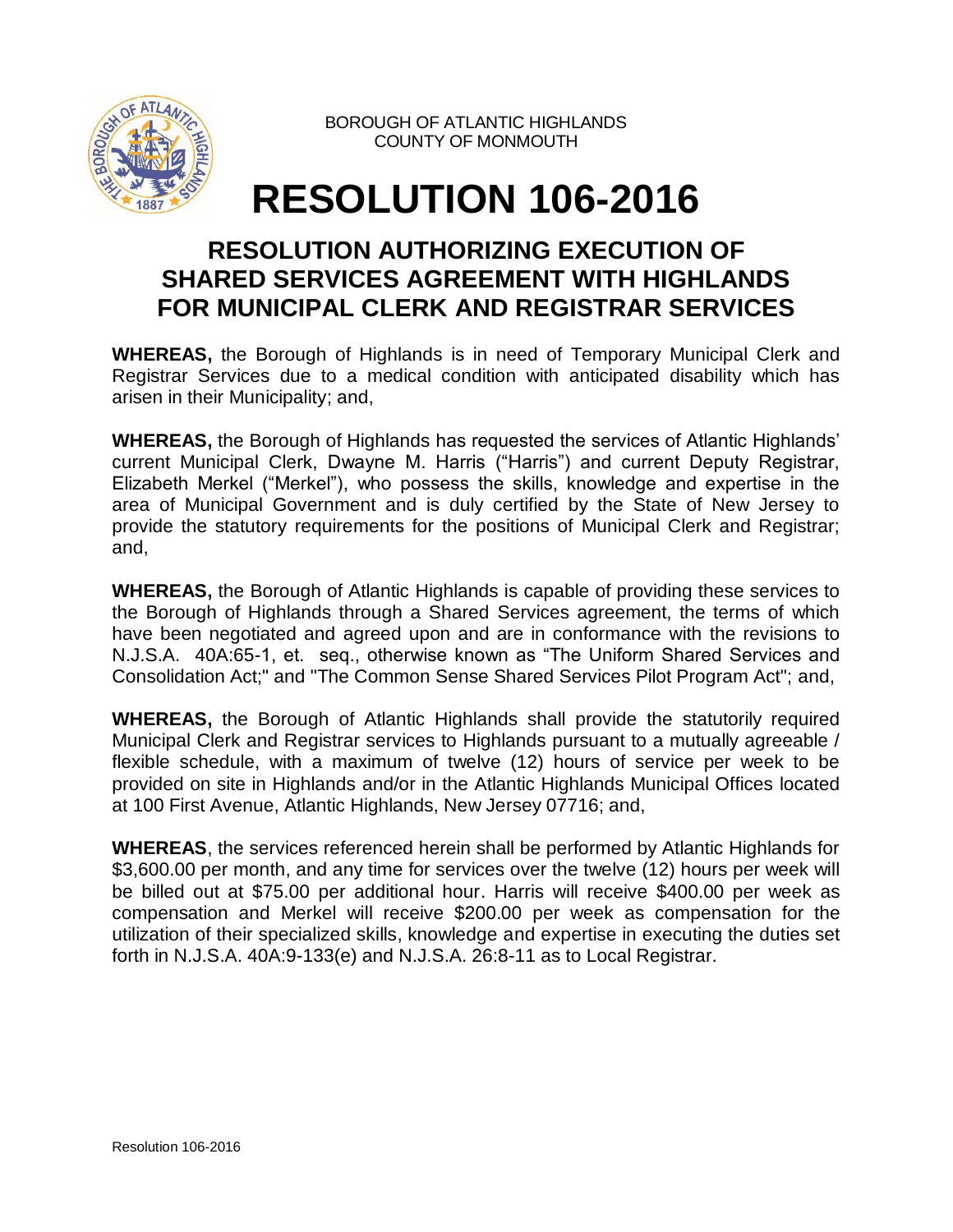BOROUGH OF ATLANTIC HIGHLANDS
COUNTY OF MONMOUTH

# RESOLUTION 106-2016

## RESOLUTION AUTHORIZING EXECUTION OF SHARED SERVICES AGREEMENT WITH HIGHLANDS FOR MUNICIPAL CLERK AND REGISTRAR SERVICES

**WHEREAS,** the Borough of Highlands is in need of Temporary Municipal Clerk and Registrar Services due to a medical condition with anticipated disability which has arisen in their Municipality; and,

**WHEREAS,** the Borough of Highlands has requested the services of Atlantic Highlands' current Municipal Clerk, Dwayne M. Harris ("Harris") and current Deputy Registrar, Elizabeth Merkel ("Merkel"), who possess the skills, knowledge and expertise in the area of Municipal Government and is duly certified by the State of New Jersey to provide the statutory requirements for the positions of Municipal Clerk and Registrar; and,

**WHEREAS,** the Borough of Atlantic Highlands is capable of providing these services to the Borough of Highlands through a Shared Services agreement, the terms of which have been negotiated and agreed upon and are in conformance with the revisions to N.J.S.A. 40A:65-1, et. seq., otherwise known as "The Uniform Shared Services and Consolidation Act;" and "The Common Sense Shared Services Pilot Program Act"; and,

**WHEREAS,** the Borough of Atlantic Highlands shall provide the statutorily required Municipal Clerk and Registrar services to Highlands pursuant to a mutually agreeable / flexible schedule, with a maximum of twelve (12) hours of service per week to be provided on site in Highlands and/or in the Atlantic Highlands Municipal Offices located at 100 First Avenue, Atlantic Highlands, New Jersey 07716; and,

**WHEREAS**, the services referenced herein shall be performed by Atlantic Highlands for $3,600.00 per month, and any time for services over the twelve (12) hours per week will be billed out at $75.00 per additional hour. Harris will receive $400.00 per week as compensation and Merkel will receive $200.00 per week as compensation for the utilization of their specialized skills, knowledge and expertise in executing the duties set forth in N.J.S.A. 40A:9-133(e) and N.J.S.A. 26:8-11 as to Local Registrar.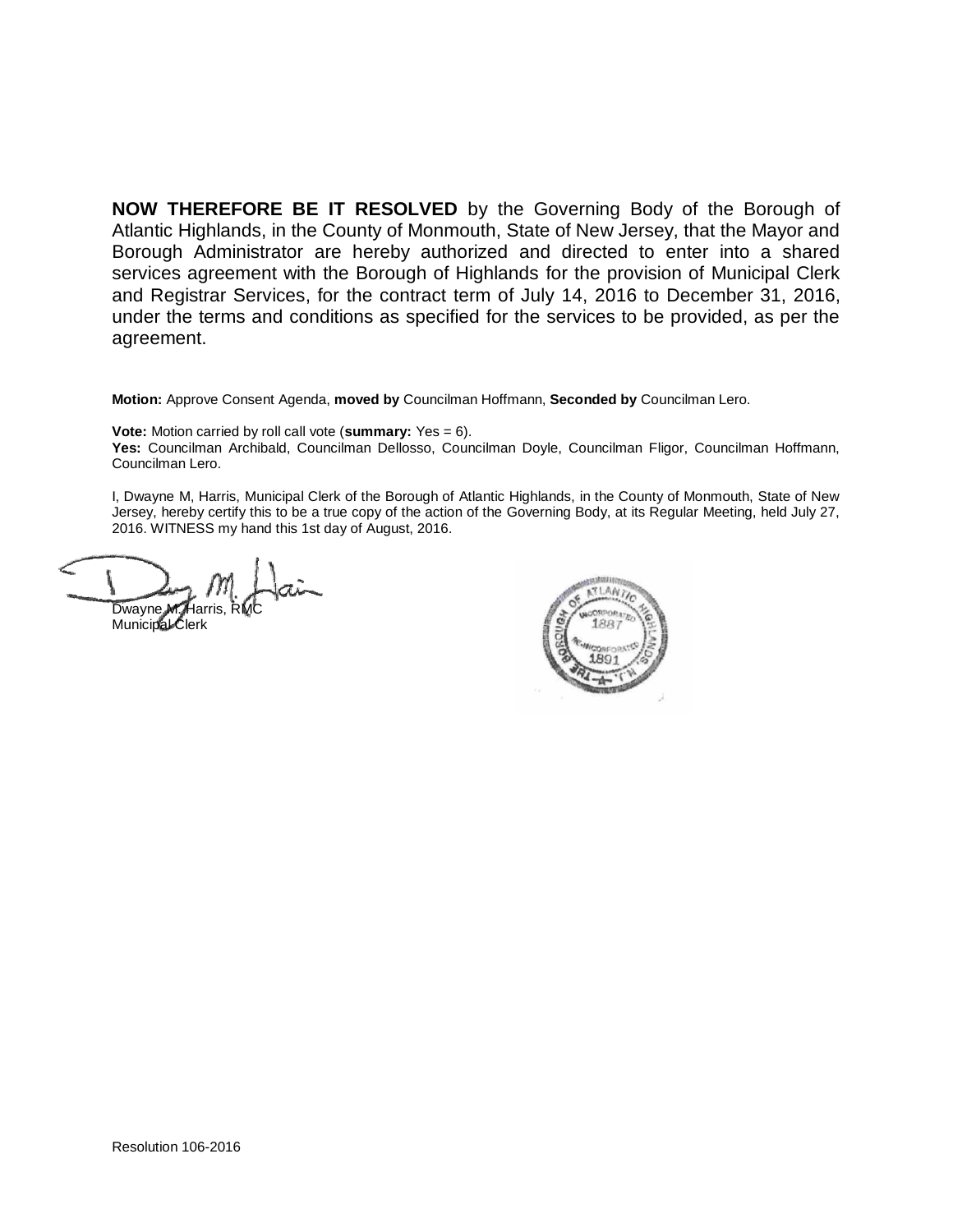**NOW THEREFORE BE IT RESOLVED** by the Governing Body of the Borough of Atlantic Highlands, in the County of Monmouth, State of New Jersey, that the Mayor and Borough Administrator are hereby authorized and directed to enter into a shared services agreement with the Borough of Highlands for the provision of Municipal Clerk and Registrar Services, for the contract term of July 14, 2016 to December 31, 2016, under the terms and conditions as specified for the services to be provided, as per the agreement.

**Motion:** Approve Consent Agenda, **moved by** Councilman Hoffmann, **Seconded by** Councilman Lero.

**Vote:** Motion carried by roll call vote (**summary:** Yes = 6).
**Yes:** Councilman Archibald, Councilman Dellosso, Councilman Doyle, Councilman Fligor, Councilman Hoffmann, Councilman Lero.

I, Dwayne M, Harris, Municipal Clerk of the Borough of Atlantic Highlands, in the County of Monmouth, State of New Jersey, hereby certify this to be a true copy of the action of the Governing Body, at its Regular Meeting, held July 27, 2016. WITNESS my hand this 1st day of August, 2016.

Dwayne M. Harris, RMC
Municipal Clerk

Resolution 106-2016